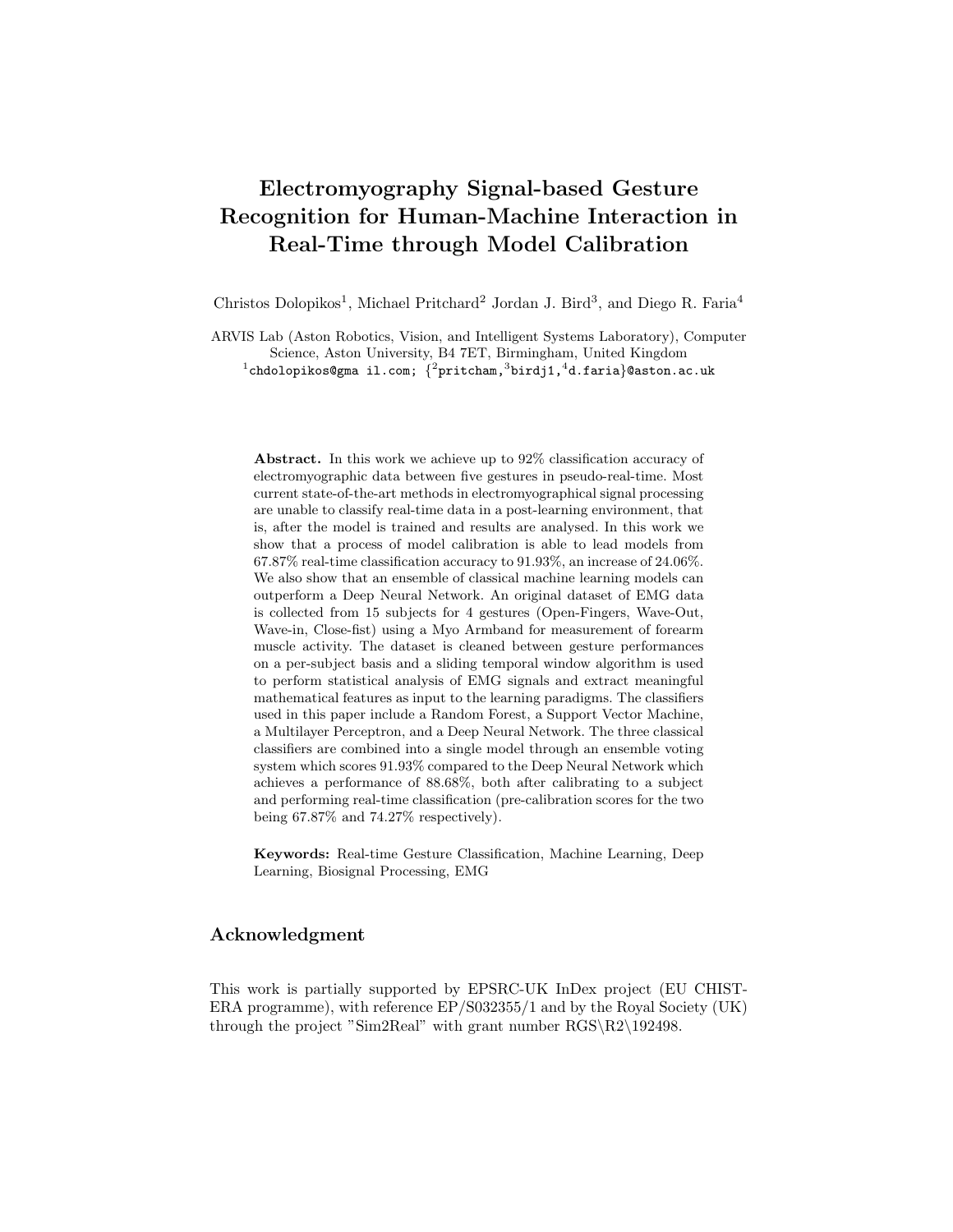# Electromyography Signal-based Gesture Recognition for Human-Machine Interaction in Real-Time through Model Calibration

Christos Dolopikos[1], Michael Pritchard[2] Jordan J. Bird[3], and Diego R. Faria[4]

ARVIS Lab (Aston Robotics, Vision, and Intelligent Systems Laboratory), Computer Science, Aston University, B4 7ET, Birmingham, United Kingdom
[1]chdolopikos@gma il.com; {[2]pritcham,[3]birdj1,[4]d.faria}@aston.ac.uk

**Abstract.** In this work we achieve up to 92% classification accuracy of electromyographic data between five gestures in pseudo-real-time. Most current state-of-the-art methods in electromyographical signal processing are unable to classify real-time data in a post-learning environment, that is, after the model is trained and results are analysed. In this work we show that a process of model calibration is able to lead models from 67.87% real-time classification accuracy to 91.93%, an increase of 24.06%. We also show that an ensemble of classical machine learning models can outperform a Deep Neural Network. An original dataset of EMG data is collected from 15 subjects for 4 gestures (Open-Fingers, Wave-Out, Wave-in, Close-fist) using a Myo Armband for measurement of forearm muscle activity. The dataset is cleaned between gesture performances on a per-subject basis and a sliding temporal window algorithm is used to perform statistical analysis of EMG signals and extract meaningful mathematical features as input to the learning paradigms. The classifiers used in this paper include a Random Forest, a Support Vector Machine, a Multilayer Perceptron, and a Deep Neural Network. The three classical classifiers are combined into a single model through an ensemble voting system which scores 91.93% compared to the Deep Neural Network which achieves a performance of 88.68%, both after calibrating to a subject and performing real-time classification (pre-calibration scores for the two being 67.87% and 74.27% respectively).

**Keywords:** Real-time Gesture Classification, Machine Learning, Deep Learning, Biosignal Processing, EMG

## Acknowledgment

This work is partially supported by EPSRC-UK InDex project (EU CHIST-ERA programme), with reference EP/S032355/1 and by the Royal Society (UK) through the project "Sim2Real" with grant number RGS\R2\192498.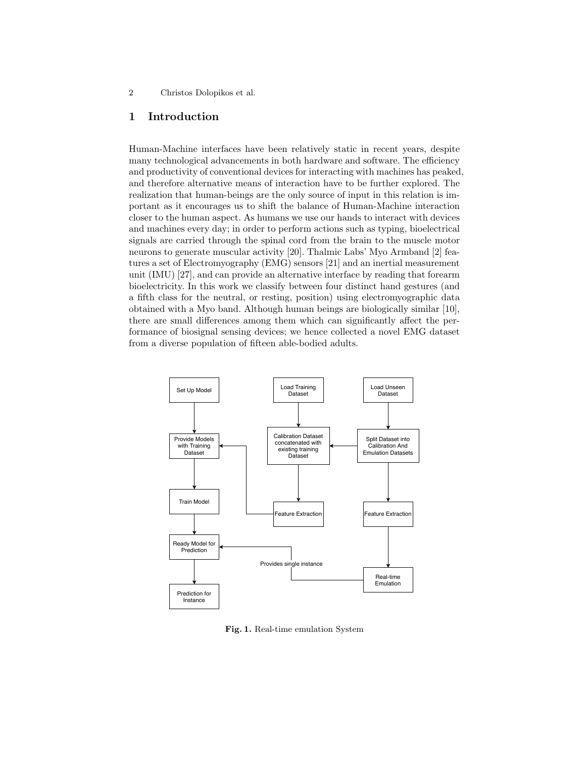## 1 Introduction

Human-Machine interfaces have been relatively static in recent years, despite many technological advancements in both hardware and software. The efficiency and productivity of conventional devices for interacting with machines has peaked, and therefore alternative means of interaction have to be further explored. The realization that human-beings are the only source of input in this relation is important as it encourages us to shift the balance of Human-Machine interaction closer to the human aspect. As humans we use our hands to interact with devices and machines every day; in order to perform actions such as typing, bioelectrical signals are carried through the spinal cord from the brain to the muscle motor neurons to generate muscular activity [20]. Thalmic Labs' Myo Armband [2] features a set of Electromyography (EMG) sensors [21] and an inertial measurement unit (IMU) [27], and can provide an alternative interface by reading that forearm bioelectricity. In this work we classify between four distinct hand gestures (and a fifth class for the neutral, or resting, position) using electromyographic data obtained with a Myo band. Although human beings are biologically similar [10], there are small differences among them which can significantly affect the performance of biosignal sensing devices; we hence collected a novel EMG dataset from a diverse population of fifteen able-bodied adults.

**Fig. 1.** Real-time emulation System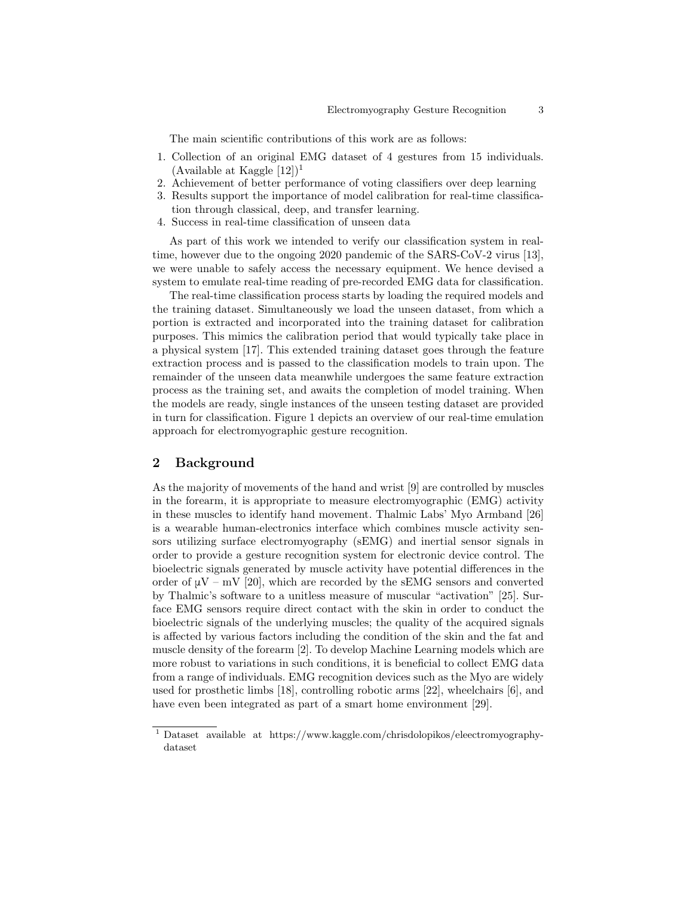The main scientific contributions of this work are as follows:

1. Collection of an original EMG dataset of 4 gestures from 15 individuals. (Available at Kaggle [12])[1]
2. Achievement of better performance of voting classifiers over deep learning
3. Results support the importance of model calibration for real-time classification through classical, deep, and transfer learning.
4. Success in real-time classification of unseen data

As part of this work we intended to verify our classification system in real-time, however due to the ongoing 2020 pandemic of the SARS-CoV-2 virus [13], we were unable to safely access the necessary equipment. We hence devised a system to emulate real-time reading of pre-recorded EMG data for classification.

The real-time classification process starts by loading the required models and the training dataset. Simultaneously we load the unseen dataset, from which a portion is extracted and incorporated into the training dataset for calibration purposes. This mimics the calibration period that would typically take place in a physical system [17]. This extended training dataset goes through the feature extraction process and is passed to the classification models to train upon. The remainder of the unseen data meanwhile undergoes the same feature extraction process as the training set, and awaits the completion of model training. When the models are ready, single instances of the unseen testing dataset are provided in turn for classification. Figure 1 depicts an overview of our real-time emulation approach for electromyographic gesture recognition.

## 2 Background

As the majority of movements of the hand and wrist [9] are controlled by muscles in the forearm, it is appropriate to measure electromyographic (EMG) activity in these muscles to identify hand movement. Thalmic Labs' Myo Armband [26] is a wearable human-electronics interface which combines muscle activity sensors utilizing surface electromyography (sEMG) and inertial sensor signals in order to provide a gesture recognition system for electronic device control. The bioelectric signals generated by muscle activity have potential differences in the order of μV – mV [20], which are recorded by the sEMG sensors and converted by Thalmic's software to a unitless measure of muscular "activation" [25]. Surface EMG sensors require direct contact with the skin in order to conduct the bioelectric signals of the underlying muscles; the quality of the acquired signals is affected by various factors including the condition of the skin and the fat and muscle density of the forearm [2]. To develop Machine Learning models which are more robust to variations in such conditions, it is beneficial to collect EMG data from a range of individuals. EMG recognition devices such as the Myo are widely used for prosthetic limbs [18], controlling robotic arms [22], wheelchairs [6], and have even been integrated as part of a smart home environment [29].

---

[1] Dataset available at https://www.kaggle.com/chrisdolopikos/eleectromyography-dataset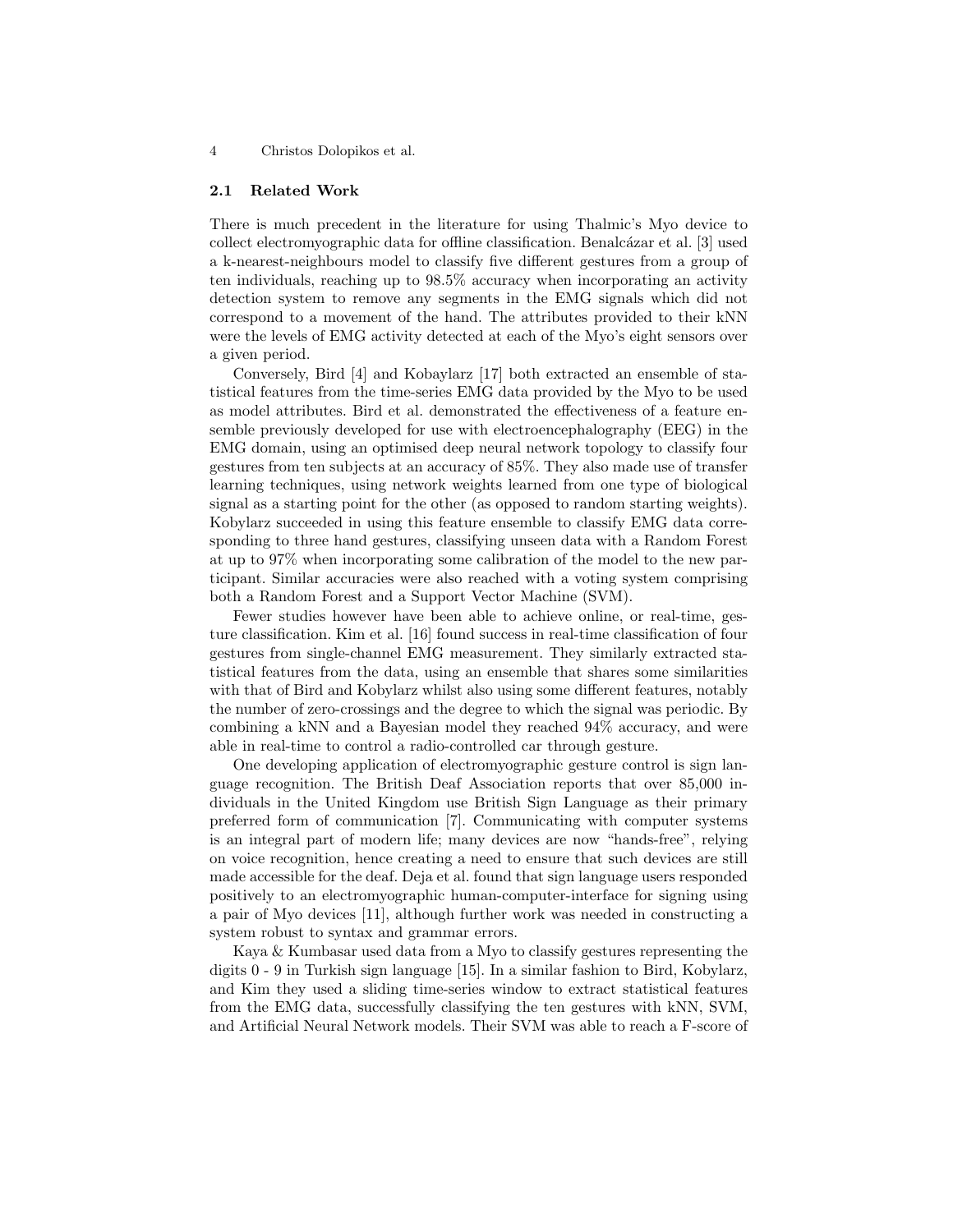### 2.1 Related Work

There is much precedent in the literature for using Thalmic's Myo device to collect electromyographic data for offline classification. Benalcázar et al. [3] used a k-nearest-neighbours model to classify five different gestures from a group of ten individuals, reaching up to 98.5% accuracy when incorporating an activity detection system to remove any segments in the EMG signals which did not correspond to a movement of the hand. The attributes provided to their kNN were the levels of EMG activity detected at each of the Myo's eight sensors over a given period.

Conversely, Bird [4] and Kobaylarz [17] both extracted an ensemble of statistical features from the time-series EMG data provided by the Myo to be used as model attributes. Bird et al. demonstrated the effectiveness of a feature ensemble previously developed for use with electroencephalography (EEG) in the EMG domain, using an optimised deep neural network topology to classify four gestures from ten subjects at an accuracy of 85%. They also made use of transfer learning techniques, using network weights learned from one type of biological signal as a starting point for the other (as opposed to random starting weights). Kobylarz succeeded in using this feature ensemble to classify EMG data corresponding to three hand gestures, classifying unseen data with a Random Forest at up to 97% when incorporating some calibration of the model to the new participant. Similar accuracies were also reached with a voting system comprising both a Random Forest and a Support Vector Machine (SVM).

Fewer studies however have been able to achieve online, or real-time, gesture classification. Kim et al. [16] found success in real-time classification of four gestures from single-channel EMG measurement. They similarly extracted statistical features from the data, using an ensemble that shares some similarities with that of Bird and Kobylarz whilst also using some different features, notably the number of zero-crossings and the degree to which the signal was periodic. By combining a kNN and a Bayesian model they reached 94% accuracy, and were able in real-time to control a radio-controlled car through gesture.

One developing application of electromyographic gesture control is sign language recognition. The British Deaf Association reports that over 85,000 individuals in the United Kingdom use British Sign Language as their primary preferred form of communication [7]. Communicating with computer systems is an integral part of modern life; many devices are now "hands-free", relying on voice recognition, hence creating a need to ensure that such devices are still made accessible for the deaf. Deja et al. found that sign language users responded positively to an electromyographic human-computer-interface for signing using a pair of Myo devices [11], although further work was needed in constructing a system robust to syntax and grammar errors.

Kaya & Kumbasar used data from a Myo to classify gestures representing the digits 0 - 9 in Turkish sign language [15]. In a similar fashion to Bird, Kobylarz, and Kim they used a sliding time-series window to extract statistical features from the EMG data, successfully classifying the ten gestures with kNN, SVM, and Artificial Neural Network models. Their SVM was able to reach a F-score of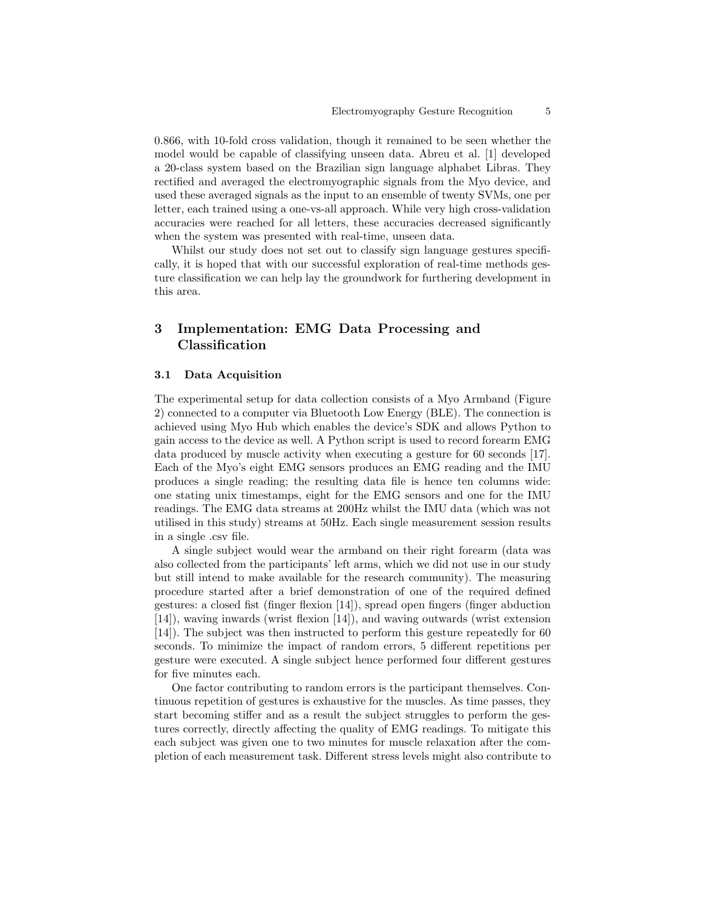0.866, with 10-fold cross validation, though it remained to be seen whether the model would be capable of classifying unseen data. Abreu et al. [1] developed a 20-class system based on the Brazilian sign language alphabet Libras. They rectified and averaged the electromyographic signals from the Myo device, and used these averaged signals as the input to an ensemble of twenty SVMs, one per letter, each trained using a one-vs-all approach. While very high cross-validation accuracies were reached for all letters, these accuracies decreased significantly when the system was presented with real-time, unseen data.

Whilst our study does not set out to classify sign language gestures specifically, it is hoped that with our successful exploration of real-time methods gesture classification we can help lay the groundwork for furthering development in this area.

## 3 Implementation: EMG Data Processing and Classification

### 3.1 Data Acquisition

The experimental setup for data collection consists of a Myo Armband (Figure 2) connected to a computer via Bluetooth Low Energy (BLE). The connection is achieved using Myo Hub which enables the device's SDK and allows Python to gain access to the device as well. A Python script is used to record forearm EMG data produced by muscle activity when executing a gesture for 60 seconds [17]. Each of the Myo's eight EMG sensors produces an EMG reading and the IMU produces a single reading; the resulting data file is hence ten columns wide: one stating unix timestamps, eight for the EMG sensors and one for the IMU readings. The EMG data streams at 200Hz whilst the IMU data (which was not utilised in this study) streams at 50Hz. Each single measurement session results in a single .csv file.

A single subject would wear the armband on their right forearm (data was also collected from the participants' left arms, which we did not use in our study but still intend to make available for the research community). The measuring procedure started after a brief demonstration of one of the required defined gestures: a closed fist (finger flexion [14]), spread open fingers (finger abduction [14]), waving inwards (wrist flexion [14]), and waving outwards (wrist extension [14]). The subject was then instructed to perform this gesture repeatedly for 60 seconds. To minimize the impact of random errors, 5 different repetitions per gesture were executed. A single subject hence performed four different gestures for five minutes each.

One factor contributing to random errors is the participant themselves. Continuous repetition of gestures is exhaustive for the muscles. As time passes, they start becoming stiffer and as a result the subject struggles to perform the gestures correctly, directly affecting the quality of EMG readings. To mitigate this each subject was given one to two minutes for muscle relaxation after the completion of each measurement task. Different stress levels might also contribute to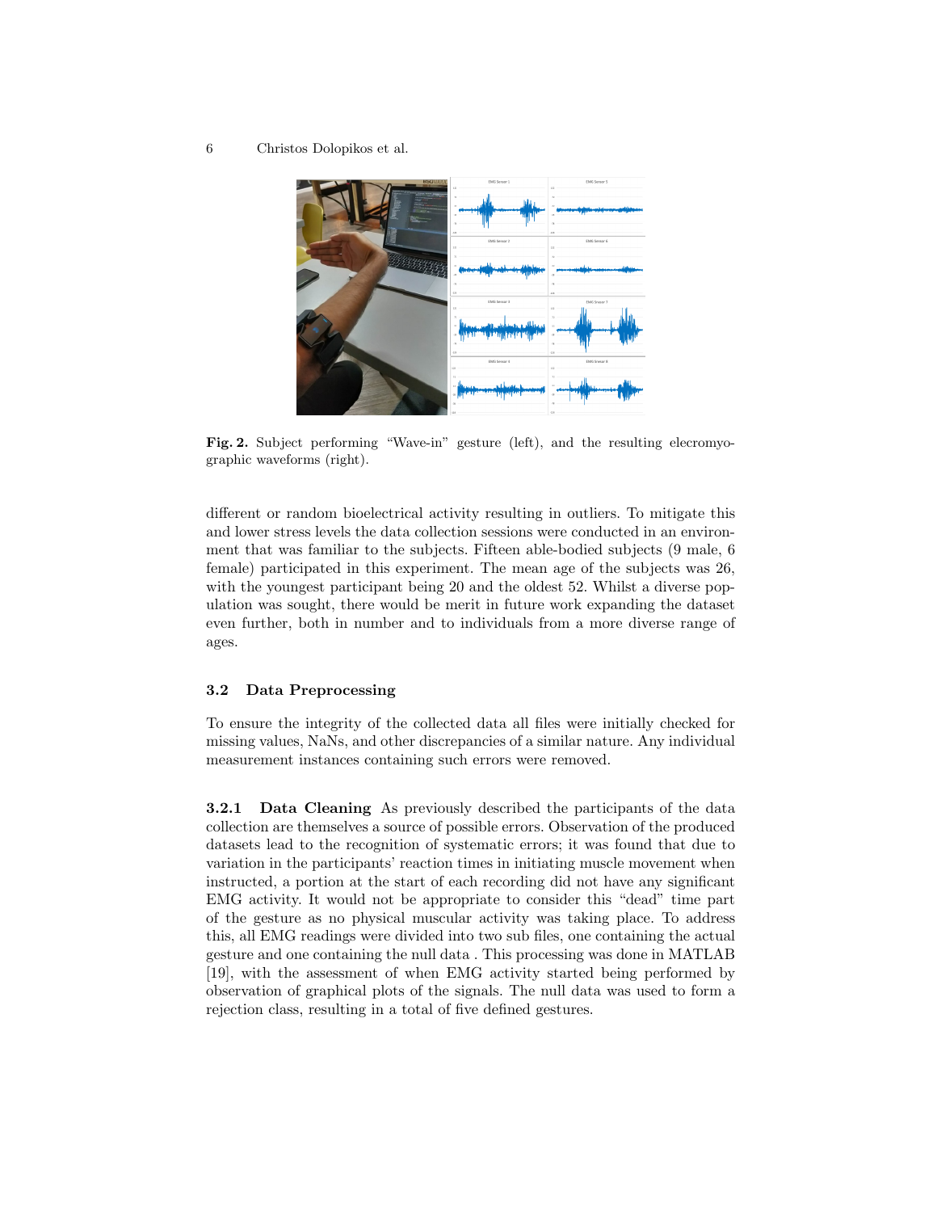Fig. 2. Subject performing "Wave-in" gesture (left), and the resulting elecromyographic waveforms (right).

different or random bioelectrical activity resulting in outliers. To mitigate this and lower stress levels the data collection sessions were conducted in an environment that was familiar to the subjects. Fifteen able-bodied subjects (9 male, 6 female) participated in this experiment. The mean age of the subjects was 26, with the youngest participant being 20 and the oldest 52. Whilst a diverse population was sought, there would be merit in future work expanding the dataset even further, both in number and to individuals from a more diverse range of ages.

### 3.2 Data Preprocessing

To ensure the integrity of the collected data all files were initially checked for missing values, NaNs, and other discrepancies of a similar nature. Any individual measurement instances containing such errors were removed.

**3.2.1 Data Cleaning** As previously described the participants of the data collection are themselves a source of possible errors. Observation of the produced datasets lead to the recognition of systematic errors; it was found that due to variation in the participants' reaction times in initiating muscle movement when instructed, a portion at the start of each recording did not have any significant EMG activity. It would not be appropriate to consider this "dead" time part of the gesture as no physical muscular activity was taking place. To address this, all EMG readings were divided into two sub files, one containing the actual gesture and one containing the null data . This processing was done in MATLAB [19], with the assessment of when EMG activity started being performed by observation of graphical plots of the signals. The null data was used to form a rejection class, resulting in a total of five defined gestures.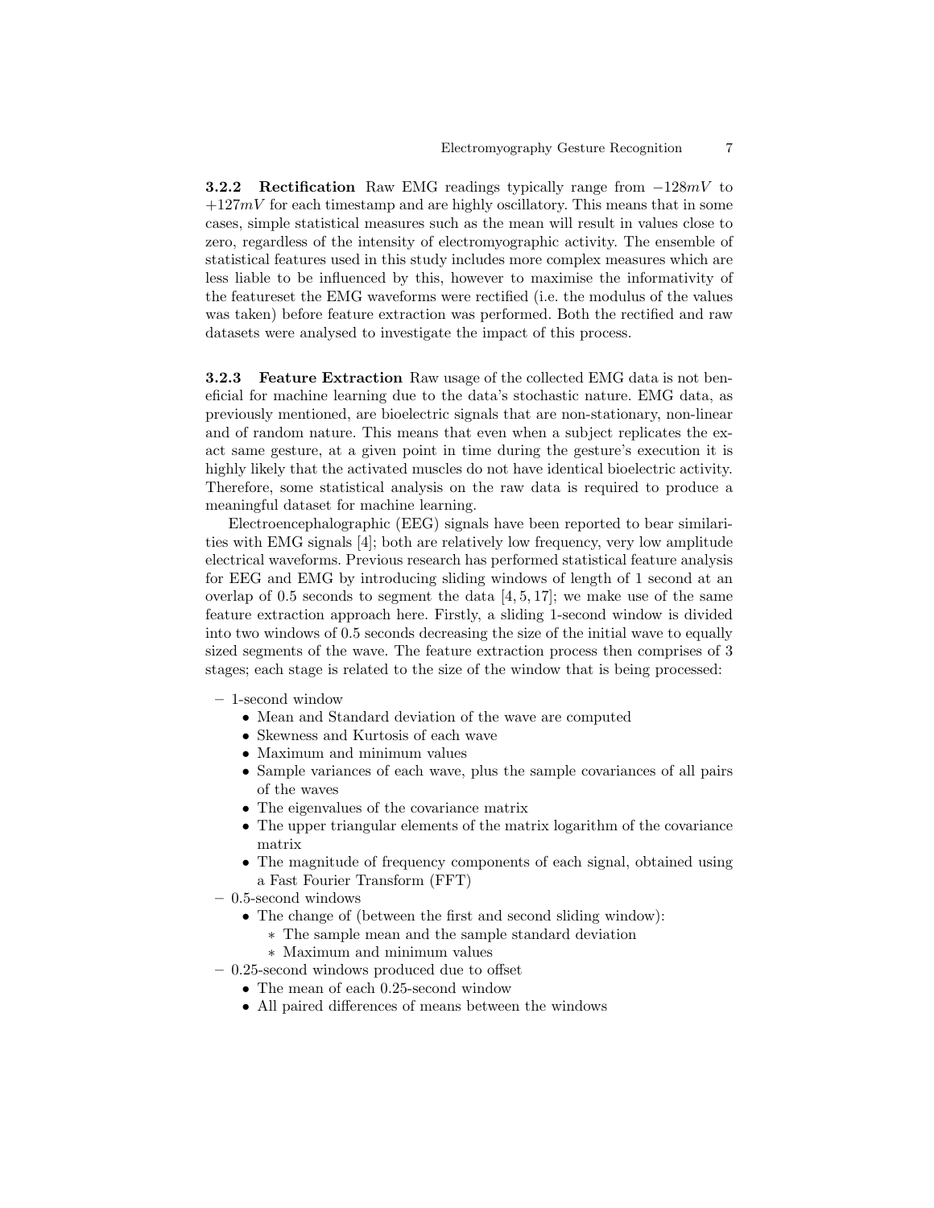#### 3.2.2 Rectification

Raw EMG readings typically range from $-128mV$ to $+127mV$ for each timestamp and are highly oscillatory. This means that in some cases, simple statistical measures such as the mean will result in values close to zero, regardless of the intensity of electromyographic activity. The ensemble of statistical features used in this study includes more complex measures which are less liable to be influenced by this, however to maximise the informativity of the featureset the EMG waveforms were rectified (i.e. the modulus of the values was taken) before feature extraction was performed. Both the rectified and raw datasets were analysed to investigate the impact of this process.

#### 3.2.3 Feature Extraction

Raw usage of the collected EMG data is not beneficial for machine learning due to the data's stochastic nature. EMG data, as previously mentioned, are bioelectric signals that are non-stationary, non-linear and of random nature. This means that even when a subject replicates the exact same gesture, at a given point in time during the gesture's execution it is highly likely that the activated muscles do not have identical bioelectric activity. Therefore, some statistical analysis on the raw data is required to produce a meaningful dataset for machine learning.

Electroencephalographic (EEG) signals have been reported to bear similarities with EMG signals [4]; both are relatively low frequency, very low amplitude electrical waveforms. Previous research has performed statistical feature analysis for EEG and EMG by introducing sliding windows of length of 1 second at an overlap of 0.5 seconds to segment the data [4, 5, 17]; we make use of the same feature extraction approach here. Firstly, a sliding 1-second window is divided into two windows of 0.5 seconds decreasing the size of the initial wave to equally sized segments of the wave. The feature extraction process then comprises of 3 stages; each stage is related to the size of the window that is being processed:

- 1-second window
  - Mean and Standard deviation of the wave are computed
  - Skewness and Kurtosis of each wave
  - Maximum and minimum values
  - Sample variances of each wave, plus the sample covariances of all pairs of the waves
  - The eigenvalues of the covariance matrix
  - The upper triangular elements of the matrix logarithm of the covariance matrix
  - The magnitude of frequency components of each signal, obtained using a Fast Fourier Transform (FFT)
- 0.5-second windows
  - The change of (between the first and second sliding window):
    - The sample mean and the sample standard deviation
    - Maximum and minimum values
- 0.25-second windows produced due to offset
  - The mean of each 0.25-second window
  - All paired differences of means between the windows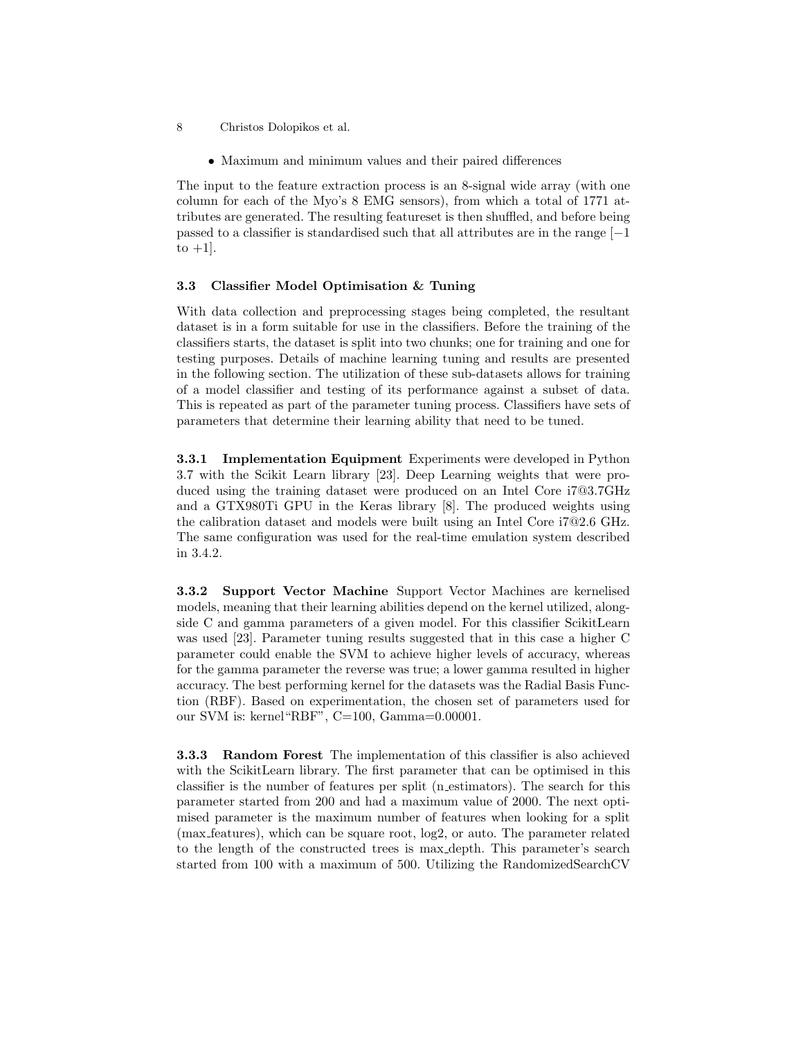- Maximum and minimum values and their paired differences

The input to the feature extraction process is an 8-signal wide array (with one column for each of the Myo's 8 EMG sensors), from which a total of 1771 attributes are generated. The resulting featureset is then shuffled, and before being passed to a classifier is standardised such that all attributes are in the range [$-1$ to $+1$].

### 3.3 Classifier Model Optimisation & Tuning

With data collection and preprocessing stages being completed, the resultant dataset is in a form suitable for use in the classifiers. Before the training of the classifiers starts, the dataset is split into two chunks; one for training and one for testing purposes. Details of machine learning tuning and results are presented in the following section. The utilization of these sub-datasets allows for training of a model classifier and testing of its performance against a subset of data. This is repeated as part of the parameter tuning process. Classifiers have sets of parameters that determine their learning ability that need to be tuned.

**3.3.1 Implementation Equipment** Experiments were developed in Python 3.7 with the Scikit Learn library [23]. Deep Learning weights that were produced using the training dataset were produced on an Intel Core i7@3.7GHz and a GTX980Ti GPU in the Keras library [8]. The produced weights using the calibration dataset and models were built using an Intel Core i7@2.6 GHz. The same configuration was used for the real-time emulation system described in 3.4.2.

**3.3.2 Support Vector Machine** Support Vector Machines are kernelised models, meaning that their learning abilities depend on the kernel utilized, alongside C and gamma parameters of a given model. For this classifier ScikitLearn was used [23]. Parameter tuning results suggested that in this case a higher C parameter could enable the SVM to achieve higher levels of accuracy, whereas for the gamma parameter the reverse was true; a lower gamma resulted in higher accuracy. The best performing kernel for the datasets was the Radial Basis Function (RBF). Based on experimentation, the chosen set of parameters used for our SVM is: kernel"RBF", C=100, Gamma=0.00001.

**3.3.3 Random Forest** The implementation of this classifier is also achieved with the ScikitLearn library. The first parameter that can be optimised in this classifier is the number of features per split (n_estimators). The search for this parameter started from 200 and had a maximum value of 2000. The next optimised parameter is the maximum number of features when looking for a split (max_features), which can be square root, log2, or auto. The parameter related to the length of the constructed trees is max_depth. This parameter's search started from 100 with a maximum of 500. Utilizing the RandomizedSearchCV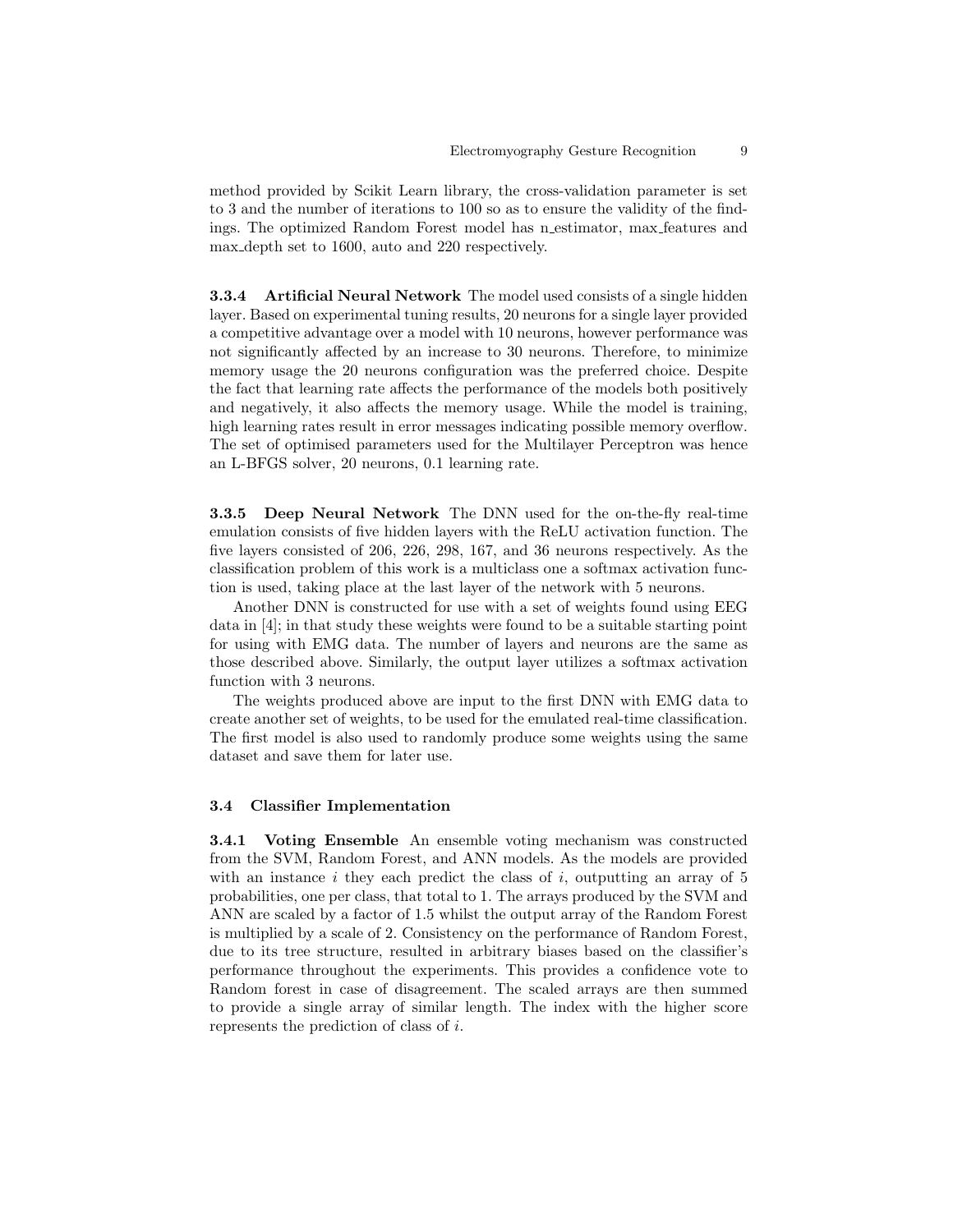method provided by Scikit Learn library, the cross-validation parameter is set to 3 and the number of iterations to 100 so as to ensure the validity of the findings. The optimized Random Forest model has n_estimator, max_features and max_depth set to 1600, auto and 220 respectively.

#### 3.3.4 Artificial Neural Network

The model used consists of a single hidden layer. Based on experimental tuning results, 20 neurons for a single layer provided a competitive advantage over a model with 10 neurons, however performance was not significantly affected by an increase to 30 neurons. Therefore, to minimize memory usage the 20 neurons configuration was the preferred choice. Despite the fact that learning rate affects the performance of the models both positively and negatively, it also affects the memory usage. While the model is training, high learning rates result in error messages indicating possible memory overflow. The set of optimised parameters used for the Multilayer Perceptron was hence an L-BFGS solver, 20 neurons, 0.1 learning rate.

#### 3.3.5 Deep Neural Network

The DNN used for the on-the-fly real-time emulation consists of five hidden layers with the ReLU activation function. The five layers consisted of 206, 226, 298, 167, and 36 neurons respectively. As the classification problem of this work is a multiclass one a softmax activation function is used, taking place at the last layer of the network with 5 neurons.

Another DNN is constructed for use with a set of weights found using EEG data in [4]; in that study these weights were found to be a suitable starting point for using with EMG data. The number of layers and neurons are the same as those described above. Similarly, the output layer utilizes a softmax activation function with 3 neurons.

The weights produced above are input to the first DNN with EMG data to create another set of weights, to be used for the emulated real-time classification. The first model is also used to randomly produce some weights using the same dataset and save them for later use.

### 3.4 Classifier Implementation

#### 3.4.1 Voting Ensemble

An ensemble voting mechanism was constructed from the SVM, Random Forest, and ANN models. As the models are provided with an instance $i$ they each predict the class of $i$, outputting an array of 5 probabilities, one per class, that total to 1. The arrays produced by the SVM and ANN are scaled by a factor of 1.5 whilst the output array of the Random Forest is multiplied by a scale of 2. Consistency on the performance of Random Forest, due to its tree structure, resulted in arbitrary biases based on the classifier's performance throughout the experiments. This provides a confidence vote to Random forest in case of disagreement. The scaled arrays are then summed to provide a single array of similar length. The index with the higher score represents the prediction of class of $i$.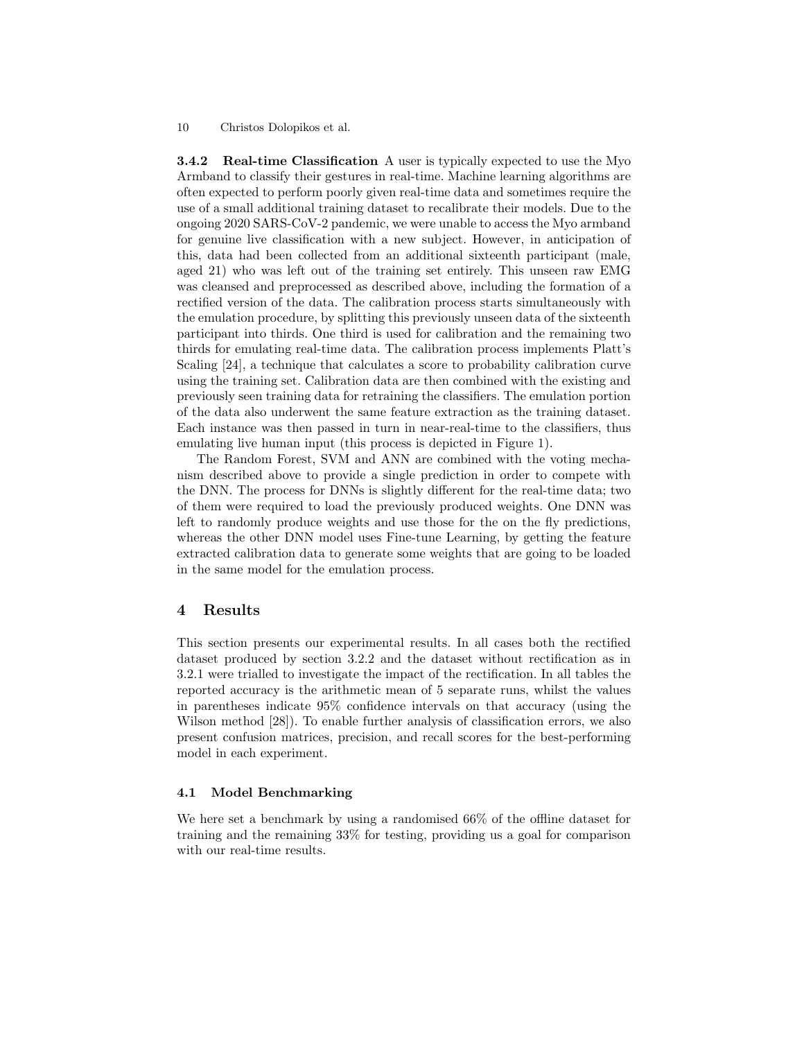**3.4.2 Real-time Classification** A user is typically expected to use the Myo Armband to classify their gestures in real-time. Machine learning algorithms are often expected to perform poorly given real-time data and sometimes require the use of a small additional training dataset to recalibrate their models. Due to the ongoing 2020 SARS-CoV-2 pandemic, we were unable to access the Myo armband for genuine live classification with a new subject. However, in anticipation of this, data had been collected from an additional sixteenth participant (male, aged 21) who was left out of the training set entirely. This unseen raw EMG was cleansed and preprocessed as described above, including the formation of a rectified version of the data. The calibration process starts simultaneously with the emulation procedure, by splitting this previously unseen data of the sixteenth participant into thirds. One third is used for calibration and the remaining two thirds for emulating real-time data. The calibration process implements Platt's Scaling [24], a technique that calculates a score to probability calibration curve using the training set. Calibration data are then combined with the existing and previously seen training data for retraining the classifiers. The emulation portion of the data also underwent the same feature extraction as the training dataset. Each instance was then passed in turn in near-real-time to the classifiers, thus emulating live human input (this process is depicted in Figure 1).

The Random Forest, SVM and ANN are combined with the voting mechanism described above to provide a single prediction in order to compete with the DNN. The process for DNNs is slightly different for the real-time data; two of them were required to load the previously produced weights. One DNN was left to randomly produce weights and use those for the on the fly predictions, whereas the other DNN model uses Fine-tune Learning, by getting the feature extracted calibration data to generate some weights that are going to be loaded in the same model for the emulation process.

## 4 Results

This section presents our experimental results. In all cases both the rectified dataset produced by section 3.2.2 and the dataset without rectification as in 3.2.1 were trialled to investigate the impact of the rectification. In all tables the reported accuracy is the arithmetic mean of 5 separate runs, whilst the values in parentheses indicate 95% confidence intervals on that accuracy (using the Wilson method [28]). To enable further analysis of classification errors, we also present confusion matrices, precision, and recall scores for the best-performing model in each experiment.

### 4.1 Model Benchmarking

We here set a benchmark by using a randomised 66% of the offline dataset for training and the remaining 33% for testing, providing us a goal for comparison with our real-time results.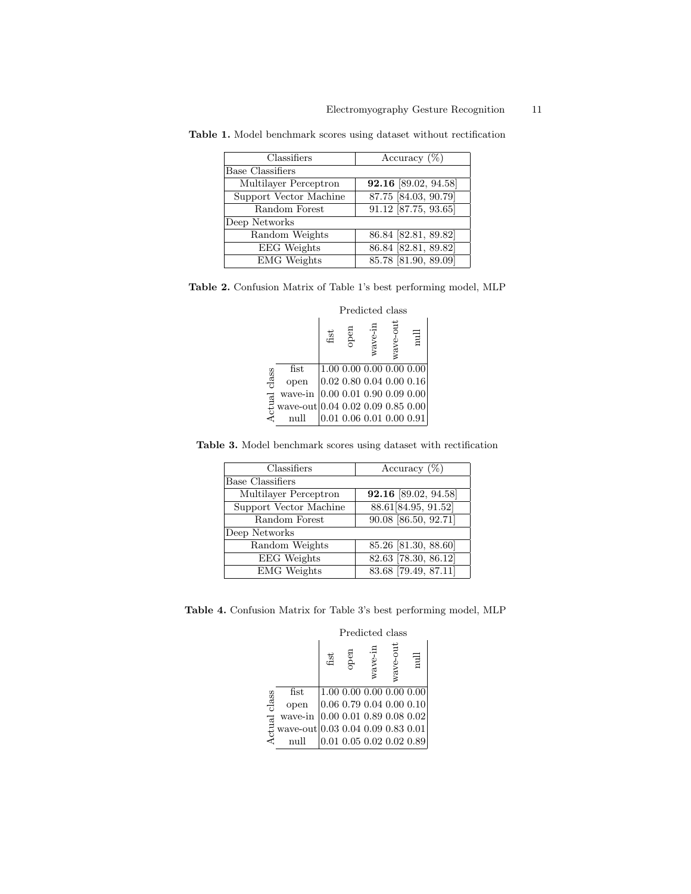**Table 1.** Model benchmark scores using dataset without rectification

| Classifiers | Accuracy (%) |
| --- | --- |
| Base Classifiers | |
| Multilayer Perceptron | **92.16** [89.02, 94.58] |
| Support Vector Machine | 87.75 [84.03, 90.79] |
| Random Forest | 91.12 [87.75, 93.65] |
| Deep Networks | |
| Random Weights | 86.84 [82.81, 89.82] |
| EEG Weights | 86.84 [82.81, 89.82] |
| EMG Weights | 85.78 [81.90, 89.09] |

**Table 2.** Confusion Matrix of Table 1's best performing model, MLP

| Actual class \ Predicted class | fist | open | wave-in | wave-out | null |
| --- | --- | --- | --- | --- | --- |
| fist | 1.00 | 0.00 | 0.00 | 0.00 | 0.00 |
| open | 0.02 | 0.80 | 0.04 | 0.00 | 0.16 |
| wave-in | 0.00 | 0.01 | 0.90 | 0.09 | 0.00 |
| wave-out | 0.04 | 0.02 | 0.09 | 0.85 | 0.00 |
| null | 0.01 | 0.06 | 0.01 | 0.00 | 0.91 |

**Table 3.** Model benchmark scores using dataset with rectification

| Classifiers | Accuracy (%) |
| --- | --- |
| Base Classifiers | |
| Multilayer Perceptron | **92.16** [89.02, 94.58] |
| Support Vector Machine | 88.61[84.95, 91.52] |
| Random Forest | 90.08 [86.50, 92.71] |
| Deep Networks | |
| Random Weights | 85.26 [81.30, 88.60] |
| EEG Weights | 82.63 [78.30, 86.12] |
| EMG Weights | 83.68 [79.49, 87.11] |

**Table 4.** Confusion Matrix for Table 3's best performing model, MLP

| Actual class \ Predicted class | fist | open | wave-in | wave-out | null |
| --- | --- | --- | --- | --- | --- |
| fist | 1.00 | 0.00 | 0.00 | 0.00 | 0.00 |
| open | 0.06 | 0.79 | 0.04 | 0.00 | 0.10 |
| wave-in | 0.00 | 0.01 | 0.89 | 0.08 | 0.02 |
| wave-out | 0.03 | 0.04 | 0.09 | 0.83 | 0.01 |
| null | 0.01 | 0.05 | 0.02 | 0.02 | 0.89 |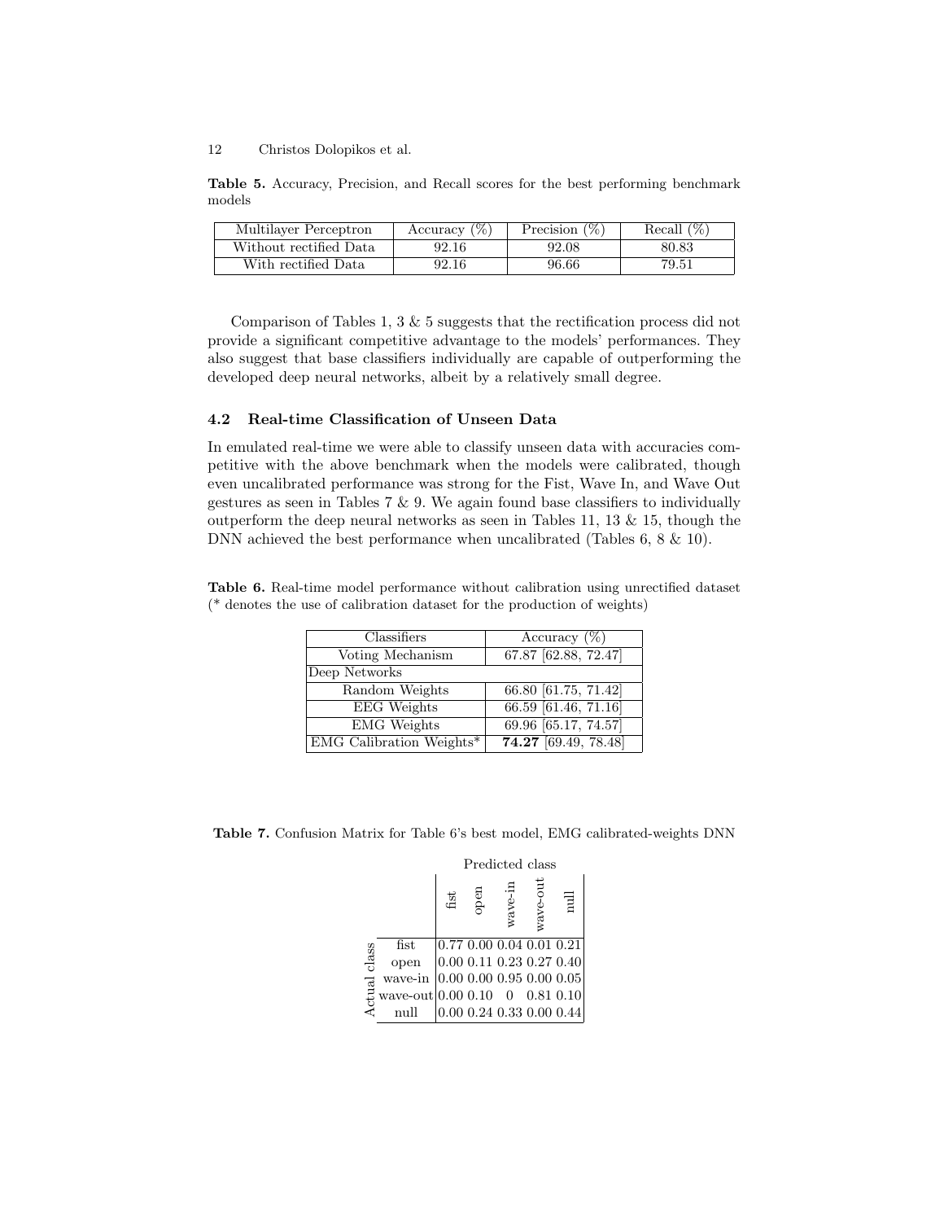**Table 5.** Accuracy, Precision, and Recall scores for the best performing benchmark models

| Multilayer Perceptron | Accuracy (%) | Precision (%) | Recall (%) |
|---|---|---|---|
| Without rectified Data | 92.16 | 92.08 | 80.83 |
| With rectified Data | 92.16 | 96.66 | 79.51 |

Comparison of Tables 1, 3 & 5 suggests that the rectification process did not provide a significant competitive advantage to the models' performances. They also suggest that base classifiers individually are capable of outperforming the developed deep neural networks, albeit by a relatively small degree.

### 4.2 Real-time Classification of Unseen Data

In emulated real-time we were able to classify unseen data with accuracies competitive with the above benchmark when the models were calibrated, though even uncalibrated performance was strong for the Fist, Wave In, and Wave Out gestures as seen in Tables 7 & 9. We again found base classifiers to individually outperform the deep neural networks as seen in Tables 11, 13 & 15, though the DNN achieved the best performance when uncalibrated (Tables 6, 8 & 10).

**Table 6.** Real-time model performance without calibration using unrectified dataset (* denotes the use of calibration dataset for the production of weights)

| Classifiers | Accuracy (%) |
|---|---|
| Voting Mechanism | 67.87 [62.88, 72.47] |
| Deep Networks | |
| Random Weights | 66.80 [61.75, 71.42] |
| EEG Weights | 66.59 [61.46, 71.16] |
| EMG Weights | 69.96 [65.17, 74.57] |
| EMG Calibration Weights* | **74.27** [69.49, 78.48] |

**Table 7.** Confusion Matrix for Table 6's best model, EMG calibrated-weights DNN

| Actual class \ Predicted class | fist | open | wave-in | wave-out | null |
|---|---|---|---|---|---|
| fist | 0.77 | 0.00 | 0.04 | 0.01 | 0.21 |
| open | 0.00 | 0.11 | 0.23 | 0.27 | 0.40 |
| wave-in | 0.00 | 0.00 | 0.95 | 0.00 | 0.05 |
| wave-out | 0.00 | 0.10 | 0 | 0.81 | 0.10 |
| null | 0.00 | 0.24 | 0.33 | 0.00 | 0.44 |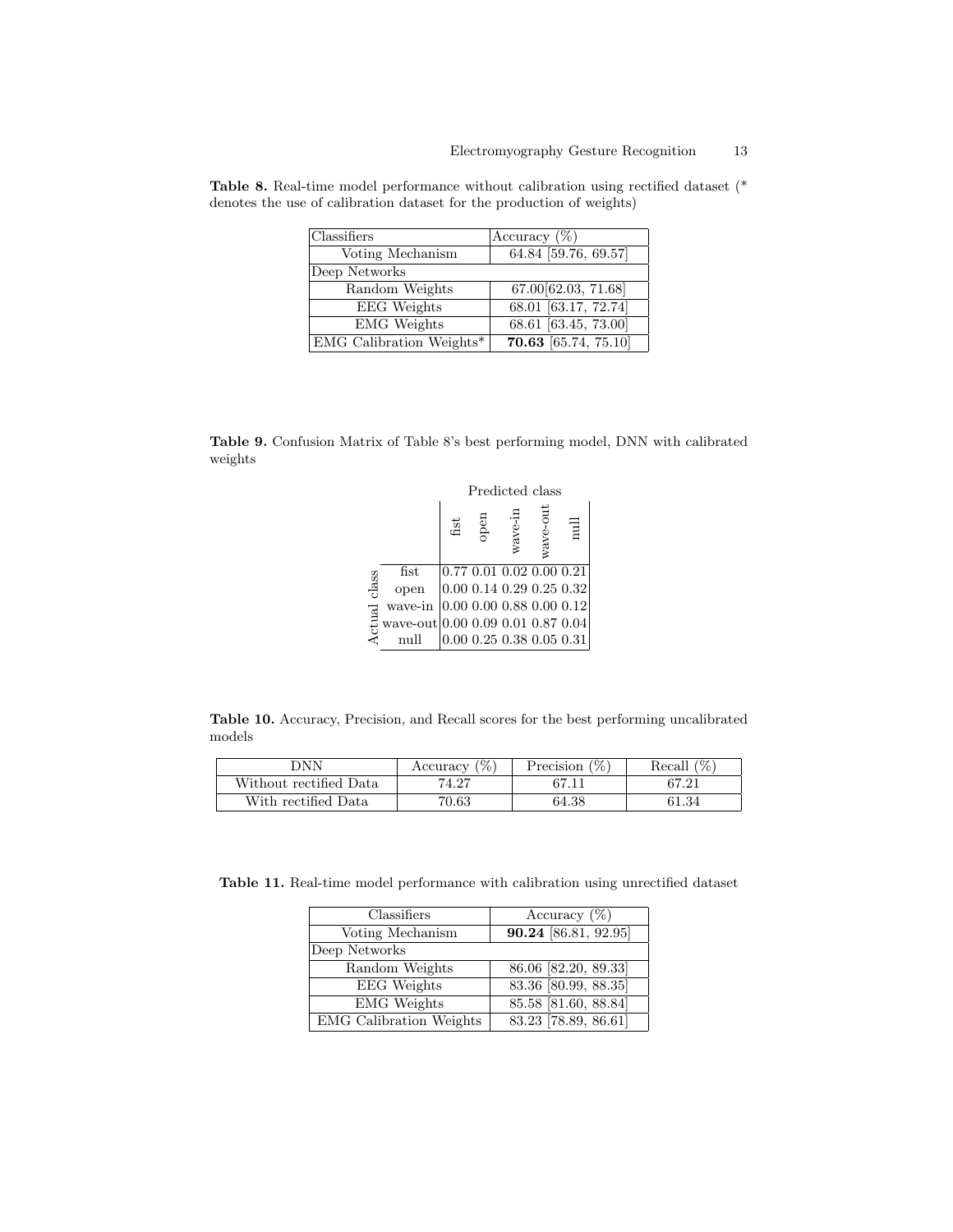**Table 8.** Real-time model performance without calibration using rectified dataset (* denotes the use of calibration dataset for the production of weights)

| Classifiers | Accuracy (%) |
|---|---|
| Voting Mechanism | 64.84 [59.76, 69.57] |
| Deep Networks | |
| Random Weights | 67.00[62.03, 71.68] |
| EEG Weights | 68.01 [63.17, 72.74] |
| EMG Weights | 68.61 [63.45, 73.00] |
| EMG Calibration Weights* | **70.63** [65.74, 75.10] |

**Table 9.** Confusion Matrix of Table 8's best performing model, DNN with calibrated weights

| Actual class \ Predicted class | fist | open | wave-in | wave-out | null |
|---|---|---|---|---|---|
| fist | 0.77 | 0.01 | 0.02 | 0.00 | 0.21 |
| open | 0.00 | 0.14 | 0.29 | 0.25 | 0.32 |
| wave-in | 0.00 | 0.00 | 0.88 | 0.00 | 0.12 |
| wave-out | 0.00 | 0.09 | 0.01 | 0.87 | 0.04 |
| null | 0.00 | 0.25 | 0.38 | 0.05 | 0.31 |

**Table 10.** Accuracy, Precision, and Recall scores for the best performing uncalibrated models

| DNN | Accuracy (%) | Precision (%) | Recall (%) |
|---|---|---|---|
| Without rectified Data | 74.27 | 67.11 | 67.21 |
| With rectified Data | 70.63 | 64.38 | 61.34 |

**Table 11.** Real-time model performance with calibration using unrectified dataset

| Classifiers | Accuracy (%) |
|---|---|
| Voting Mechanism | **90.24** [86.81, 92.95] |
| Deep Networks | |
| Random Weights | 86.06 [82.20, 89.33] |
| EEG Weights | 83.36 [80.99, 88.35] |
| EMG Weights | 85.58 [81.60, 88.84] |
| EMG Calibration Weights | 83.23 [78.89, 86.61] |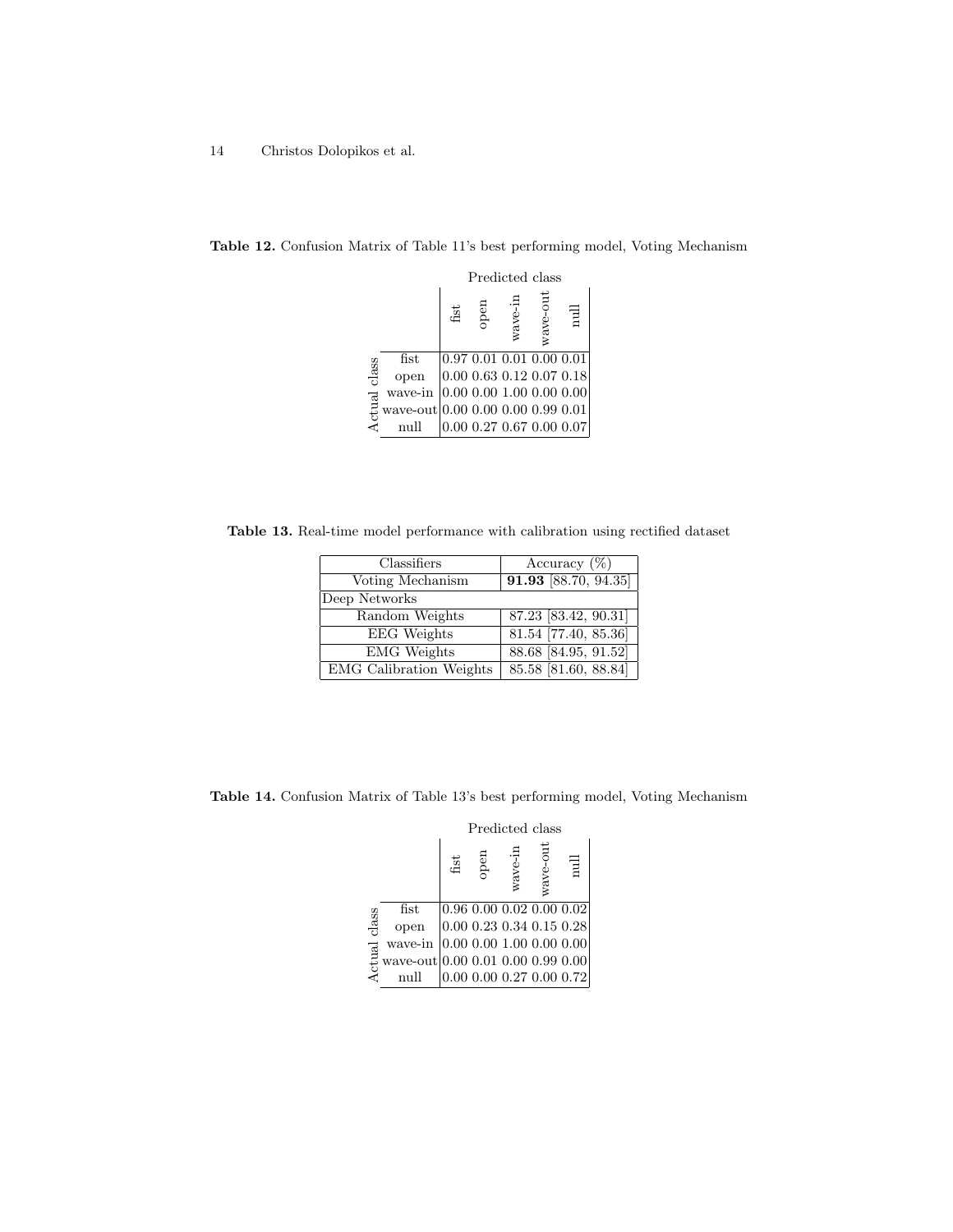**Table 12.** Confusion Matrix of Table 11's best performing model, Voting Mechanism

| Actual class \ Predicted class | fist | open | wave-in | wave-out | null |
|---|---|---|---|---|---|
| fist | 0.97 | 0.01 | 0.01 | 0.00 | 0.01 |
| open | 0.00 | 0.63 | 0.12 | 0.07 | 0.18 |
| wave-in | 0.00 | 0.00 | 1.00 | 0.00 | 0.00 |
| wave-out | 0.00 | 0.00 | 0.00 | 0.99 | 0.01 |
| null | 0.00 | 0.27 | 0.67 | 0.00 | 0.07 |

**Table 13.** Real-time model performance with calibration using rectified dataset

| Classifiers | Accuracy (%) |
|---|---|
| Voting Mechanism | **91.93** [88.70, 94.35] |
| Deep Networks | |
| Random Weights | 87.23 [83.42, 90.31] |
| EEG Weights | 81.54 [77.40, 85.36] |
| EMG Weights | 88.68 [84.95, 91.52] |
| EMG Calibration Weights | 85.58 [81.60, 88.84] |

**Table 14.** Confusion Matrix of Table 13's best performing model, Voting Mechanism

| Actual class \ Predicted class | fist | open | wave-in | wave-out | null |
|---|---|---|---|---|---|
| fist | 0.96 | 0.00 | 0.02 | 0.00 | 0.02 |
| open | 0.00 | 0.23 | 0.34 | 0.15 | 0.28 |
| wave-in | 0.00 | 0.00 | 1.00 | 0.00 | 0.00 |
| wave-out | 0.00 | 0.01 | 0.00 | 0.99 | 0.00 |
| null | 0.00 | 0.00 | 0.27 | 0.00 | 0.72 |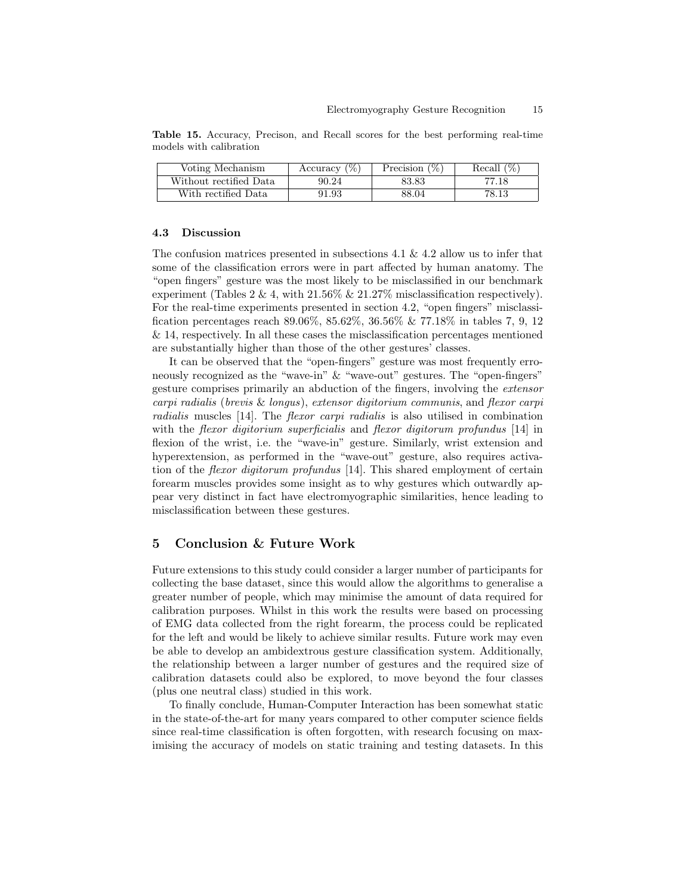**Table 15.** Accuracy, Precison, and Recall scores for the best performing real-time models with calibration

| Voting Mechanism | Accuracy (%) | Precision (%) | Recall (%) |
|---|---|---|---|
| Without rectified Data | 90.24 | 83.83 | 77.18 |
| With rectified Data | 91.93 | 88.04 | 78.13 |

### 4.3 Discussion

The confusion matrices presented in subsections 4.1 & 4.2 allow us to infer that some of the classification errors were in part affected by human anatomy. The "open fingers" gesture was the most likely to be misclassified in our benchmark experiment (Tables 2 & 4, with 21.56% & 21.27% misclassification respectively). For the real-time experiments presented in section 4.2, "open fingers" misclassification percentages reach 89.06%, 85.62%, 36.56% & 77.18% in tables 7, 9, 12 & 14, respectively. In all these cases the misclassification percentages mentioned are substantially higher than those of the other gestures' classes.

It can be observed that the "open-fingers" gesture was most frequently erroneously recognized as the "wave-in" & "wave-out" gestures. The "open-fingers" gesture comprises primarily an abduction of the fingers, involving the *extensor carpi radialis* (*brevis* & *longus*), *extensor digitorium communis*, and *flexor carpi radialis* muscles [14]. The *flexor carpi radialis* is also utilised in combination with the *flexor digitorium superficialis* and *flexor digitorum profundus* [14] in flexion of the wrist, i.e. the "wave-in" gesture. Similarly, wrist extension and hyperextension, as performed in the "wave-out" gesture, also requires activation of the *flexor digitorum profundus* [14]. This shared employment of certain forearm muscles provides some insight as to why gestures which outwardly appear very distinct in fact have electromyographic similarities, hence leading to misclassification between these gestures.

## 5 Conclusion & Future Work

Future extensions to this study could consider a larger number of participants for collecting the base dataset, since this would allow the algorithms to generalise a greater number of people, which may minimise the amount of data required for calibration purposes. Whilst in this work the results were based on processing of EMG data collected from the right forearm, the process could be replicated for the left and would be likely to achieve similar results. Future work may even be able to develop an ambidextrous gesture classification system. Additionally, the relationship between a larger number of gestures and the required size of calibration datasets could also be explored, to move beyond the four classes (plus one neutral class) studied in this work.

To finally conclude, Human-Computer Interaction has been somewhat static in the state-of-the-art for many years compared to other computer science fields since real-time classification is often forgotten, with research focusing on maximising the accuracy of models on static training and testing datasets. In this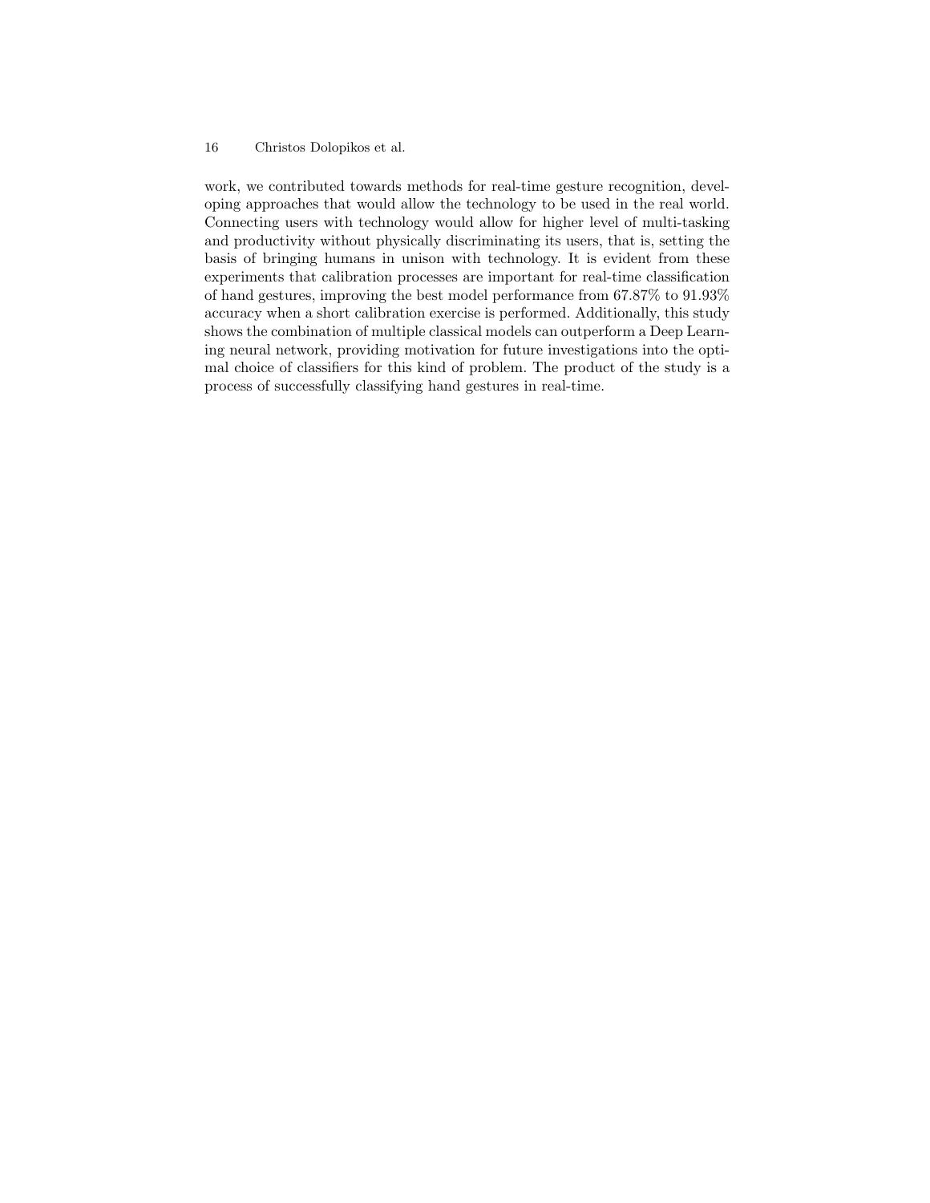work, we contributed towards methods for real-time gesture recognition, developing approaches that would allow the technology to be used in the real world. Connecting users with technology would allow for higher level of multi-tasking and productivity without physically discriminating its users, that is, setting the basis of bringing humans in unison with technology. It is evident from these experiments that calibration processes are important for real-time classification of hand gestures, improving the best model performance from 67.87% to 91.93% accuracy when a short calibration exercise is performed. Additionally, this study shows the combination of multiple classical models can outperform a Deep Learning neural network, providing motivation for future investigations into the optimal choice of classifiers for this kind of problem. The product of the study is a process of successfully classifying hand gestures in real-time.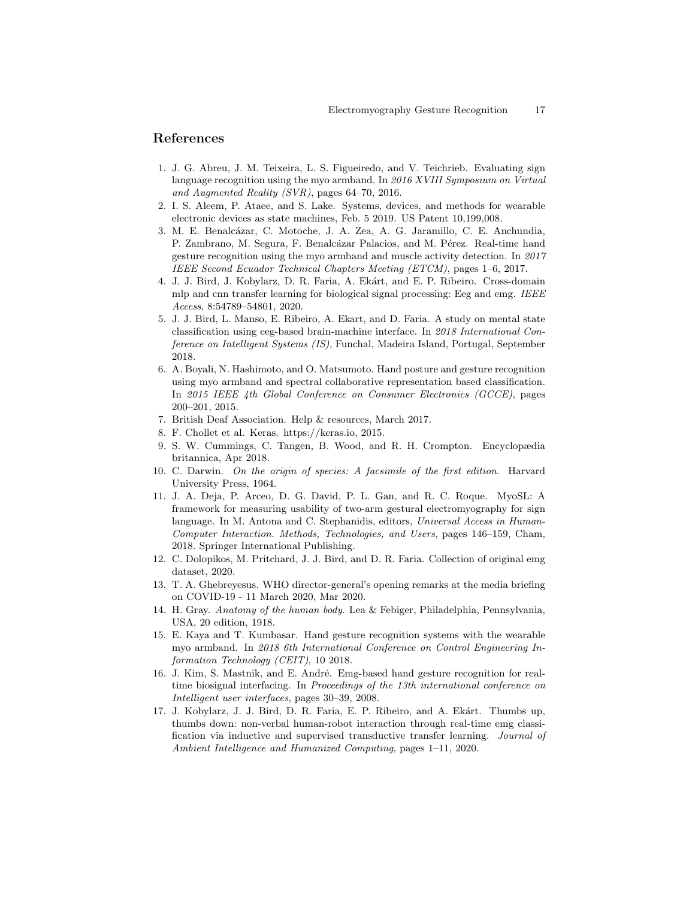## References

1. J. G. Abreu, J. M. Teixeira, L. S. Figueiredo, and V. Teichrieb. Evaluating sign language recognition using the myo armband. In *2016 XVIII Symposium on Virtual and Augmented Reality (SVR)*, pages 64–70, 2016.
2. I. S. Aleem, P. Ataee, and S. Lake. Systems, devices, and methods for wearable electronic devices as state machines, Feb. 5 2019. US Patent 10,199,008.
3. M. E. Benalcázar, C. Motoche, J. A. Zea, A. G. Jaramillo, C. E. Anchundia, P. Zambrano, M. Segura, F. Benalcázar Palacios, and M. Pérez. Real-time hand gesture recognition using the myo armband and muscle activity detection. In *2017 IEEE Second Ecuador Technical Chapters Meeting (ETCM)*, pages 1–6, 2017.
4. J. J. Bird, J. Kobylarz, D. R. Faria, A. Ekárt, and E. P. Ribeiro. Cross-domain mlp and cnn transfer learning for biological signal processing: Eeg and emg. *IEEE Access*, 8:54789–54801, 2020.
5. J. J. Bird, L. Manso, E. Ribeiro, A. Ekart, and D. Faria. A study on mental state classification using eeg-based brain-machine interface. In *2018 International Conference on Intelligent Systems (IS)*, Funchal, Madeira Island, Portugal, September 2018.
6. A. Boyali, N. Hashimoto, and O. Matsumoto. Hand posture and gesture recognition using myo armband and spectral collaborative representation based classification. In *2015 IEEE 4th Global Conference on Consumer Electronics (GCCE)*, pages 200–201, 2015.
7. British Deaf Association. Help & resources, March 2017.
8. F. Chollet et al. Keras. https://keras.io, 2015.
9. S. W. Cummings, C. Tangen, B. Wood, and R. H. Crompton. Encyclopædia britannica, Apr 2018.
10. C. Darwin. *On the origin of species: A facsimile of the first edition*. Harvard University Press, 1964.
11. J. A. Deja, P. Arceo, D. G. David, P. L. Gan, and R. C. Roque. MyoSL: A framework for measuring usability of two-arm gestural electromyography for sign language. In M. Antona and C. Stephanidis, editors, *Universal Access in Human-Computer Interaction. Methods, Technologies, and Users*, pages 146–159, Cham, 2018. Springer International Publishing.
12. C. Dolopikos, M. Pritchard, J. J. Bird, and D. R. Faria. Collection of original emg dataset, 2020.
13. T. A. Ghebreyesus. WHO director-general's opening remarks at the media briefing on COVID-19 - 11 March 2020, Mar 2020.
14. H. Gray. *Anatomy of the human body*. Lea & Febiger, Philadelphia, Pennsylvania, USA, 20 edition, 1918.
15. E. Kaya and T. Kumbasar. Hand gesture recognition systems with the wearable myo armband. In *2018 6th International Conference on Control Engineering Information Technology (CEIT)*, 10 2018.
16. J. Kim, S. Mastnik, and E. André. Emg-based hand gesture recognition for realtime biosignal interfacing. In *Proceedings of the 13th international conference on Intelligent user interfaces*, pages 30–39, 2008.
17. J. Kobylarz, J. J. Bird, D. R. Faria, E. P. Ribeiro, and A. Ekárt. Thumbs up, thumbs down: non-verbal human-robot interaction through real-time emg classification via inductive and supervised transductive transfer learning. *Journal of Ambient Intelligence and Humanized Computing*, pages 1–11, 2020.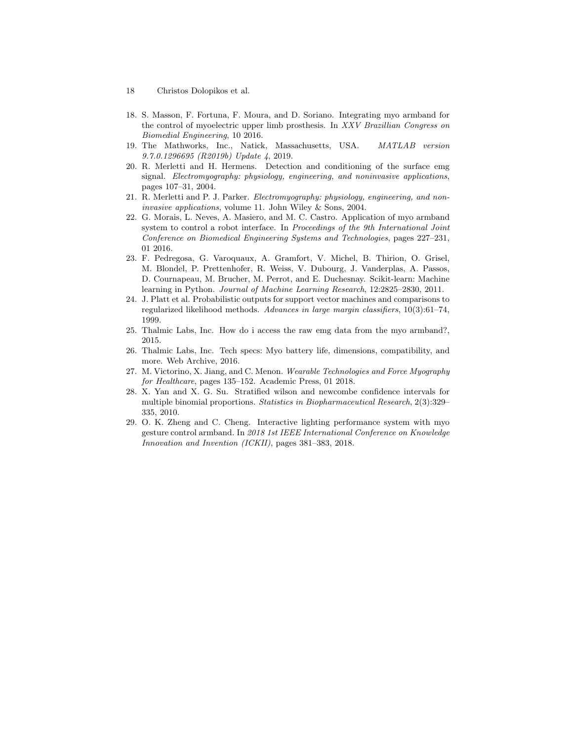18. S. Masson, F. Fortuna, F. Moura, and D. Soriano. Integrating myo armband for the control of myoelectric upper limb prosthesis. In *XXV Brazillian Congress on Biomedial Engineering*, 10 2016.
19. The Mathworks, Inc., Natick, Massachusetts, USA. *MATLAB version 9.7.0.1296695 (R2019b) Update 4*, 2019.
20. R. Merletti and H. Hermens. Detection and conditioning of the surface emg signal. *Electromyography: physiology, engineering, and noninvasive applications*, pages 107–31, 2004.
21. R. Merletti and P. J. Parker. *Electromyography: physiology, engineering, and non-invasive applications*, volume 11. John Wiley & Sons, 2004.
22. G. Morais, L. Neves, A. Masiero, and M. C. Castro. Application of myo armband system to control a robot interface. In *Proceedings of the 9th International Joint Conference on Biomedical Engineering Systems and Technologies*, pages 227–231, 01 2016.
23. F. Pedregosa, G. Varoquaux, A. Gramfort, V. Michel, B. Thirion, O. Grisel, M. Blondel, P. Prettenhofer, R. Weiss, V. Dubourg, J. Vanderplas, A. Passos, D. Cournapeau, M. Brucher, M. Perrot, and E. Duchesnay. Scikit-learn: Machine learning in Python. *Journal of Machine Learning Research*, 12:2825–2830, 2011.
24. J. Platt et al. Probabilistic outputs for support vector machines and comparisons to regularized likelihood methods. *Advances in large margin classifiers*, 10(3):61–74, 1999.
25. Thalmic Labs, Inc. How do i access the raw emg data from the myo armband?, 2015.
26. Thalmic Labs, Inc. Tech specs: Myo battery life, dimensions, compatibility, and more. Web Archive, 2016.
27. M. Victorino, X. Jiang, and C. Menon. *Wearable Technologies and Force Myography for Healthcare*, pages 135–152. Academic Press, 01 2018.
28. X. Yan and X. G. Su. Stratified wilson and newcombe confidence intervals for multiple binomial proportions. *Statistics in Biopharmaceutical Research*, 2(3):329–335, 2010.
29. O. K. Zheng and C. Cheng. Interactive lighting performance system with myo gesture control armband. In *2018 1st IEEE International Conference on Knowledge Innovation and Invention (ICKII)*, pages 381–383, 2018.